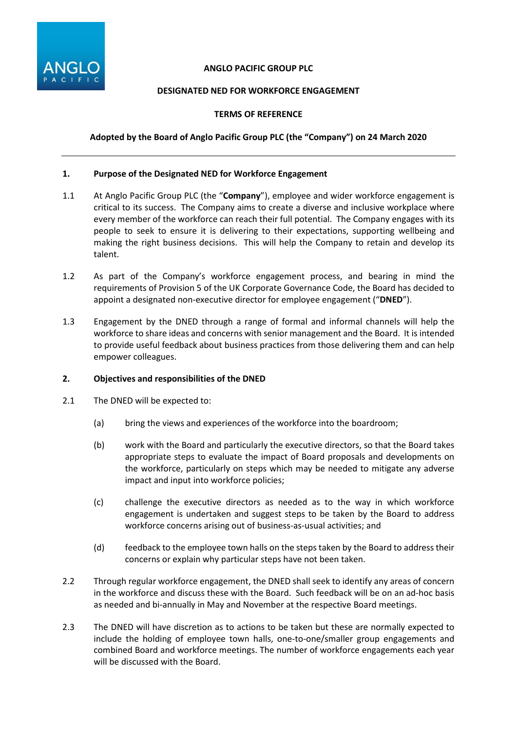**ANGLO PACIFIC GROUP PLC**

**DESIGNATED NED FOR WORKFORCE ENGAGEMENT**

**TERMS OF REFERENCE**

**Adopted by the Board of Anglo Pacific Group PLC (the "Company") on 24 March 2020**

---

## 1. Purpose of the Designated NED for Workforce Engagement

1.1 At Anglo Pacific Group PLC (the "**Company**"), employee and wider workforce engagement is critical to its success. The Company aims to create a diverse and inclusive workplace where every member of the workforce can reach their full potential. The Company engages with its people to seek to ensure it is delivering to their expectations, supporting wellbeing and making the right business decisions. This will help the Company to retain and develop its talent.

1.2 As part of the Company's workforce engagement process, and bearing in mind the requirements of Provision 5 of the UK Corporate Governance Code, the Board has decided to appoint a designated non-executive director for employee engagement ("**DNED**").

1.3 Engagement by the DNED through a range of formal and informal channels will help the workforce to share ideas and concerns with senior management and the Board. It is intended to provide useful feedback about business practices from those delivering them and can help empower colleagues.

## 2. Objectives and responsibilities of the DNED

2.1 The DNED will be expected to:

(a) bring the views and experiences of the workforce into the boardroom;

(b) work with the Board and particularly the executive directors, so that the Board takes appropriate steps to evaluate the impact of Board proposals and developments on the workforce, particularly on steps which may be needed to mitigate any adverse impact and input into workforce policies;

(c) challenge the executive directors as needed as to the way in which workforce engagement is undertaken and suggest steps to be taken by the Board to address workforce concerns arising out of business-as-usual activities; and

(d) feedback to the employee town halls on the steps taken by the Board to address their concerns or explain why particular steps have not been taken.

2.2 Through regular workforce engagement, the DNED shall seek to identify any areas of concern in the workforce and discuss these with the Board. Such feedback will be on an ad-hoc basis as needed and bi-annually in May and November at the respective Board meetings.

2.3 The DNED will have discretion as to actions to be taken but these are normally expected to include the holding of employee town halls, one-to-one/smaller group engagements and combined Board and workforce meetings. The number of workforce engagements each year will be discussed with the Board.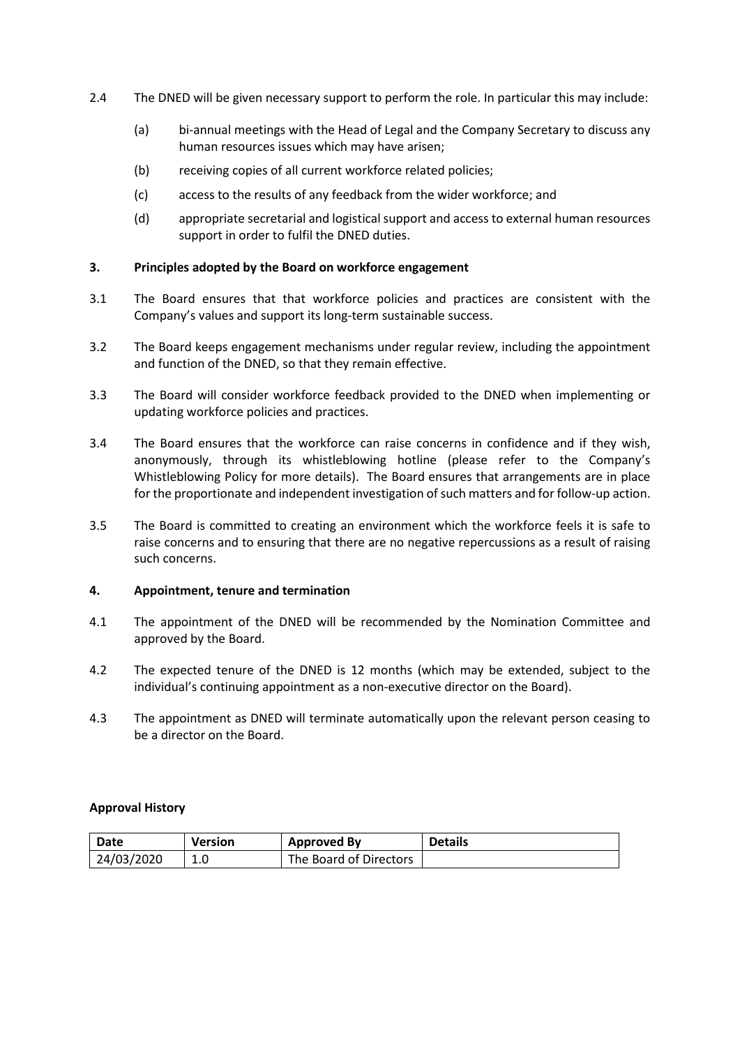2.4 The DNED will be given necessary support to perform the role. In particular this may include:

(a) bi-annual meetings with the Head of Legal and the Company Secretary to discuss any human resources issues which may have arisen;

(b) receiving copies of all current workforce related policies;

(c) access to the results of any feedback from the wider workforce; and

(d) appropriate secretarial and logistical support and access to external human resources support in order to fulfil the DNED duties.

## 3. Principles adopted by the Board on workforce engagement

3.1 The Board ensures that that workforce policies and practices are consistent with the Company's values and support its long-term sustainable success.

3.2 The Board keeps engagement mechanisms under regular review, including the appointment and function of the DNED, so that they remain effective.

3.3 The Board will consider workforce feedback provided to the DNED when implementing or updating workforce policies and practices.

3.4 The Board ensures that the workforce can raise concerns in confidence and if they wish, anonymously, through its whistleblowing hotline (please refer to the Company's Whistleblowing Policy for more details). The Board ensures that arrangements are in place for the proportionate and independent investigation of such matters and for follow-up action.

3.5 The Board is committed to creating an environment which the workforce feels it is safe to raise concerns and to ensuring that there are no negative repercussions as a result of raising such concerns.

## 4. Appointment, tenure and termination

4.1 The appointment of the DNED will be recommended by the Nomination Committee and approved by the Board.

4.2 The expected tenure of the DNED is 12 months (which may be extended, subject to the individual's continuing appointment as a non-executive director on the Board).

4.3 The appointment as DNED will terminate automatically upon the relevant person ceasing to be a director on the Board.

**Approval History**

| Date | Version | Approved By | Details |
|---|---|---|---|
| 24/03/2020 | 1.0 | The Board of Directors | |